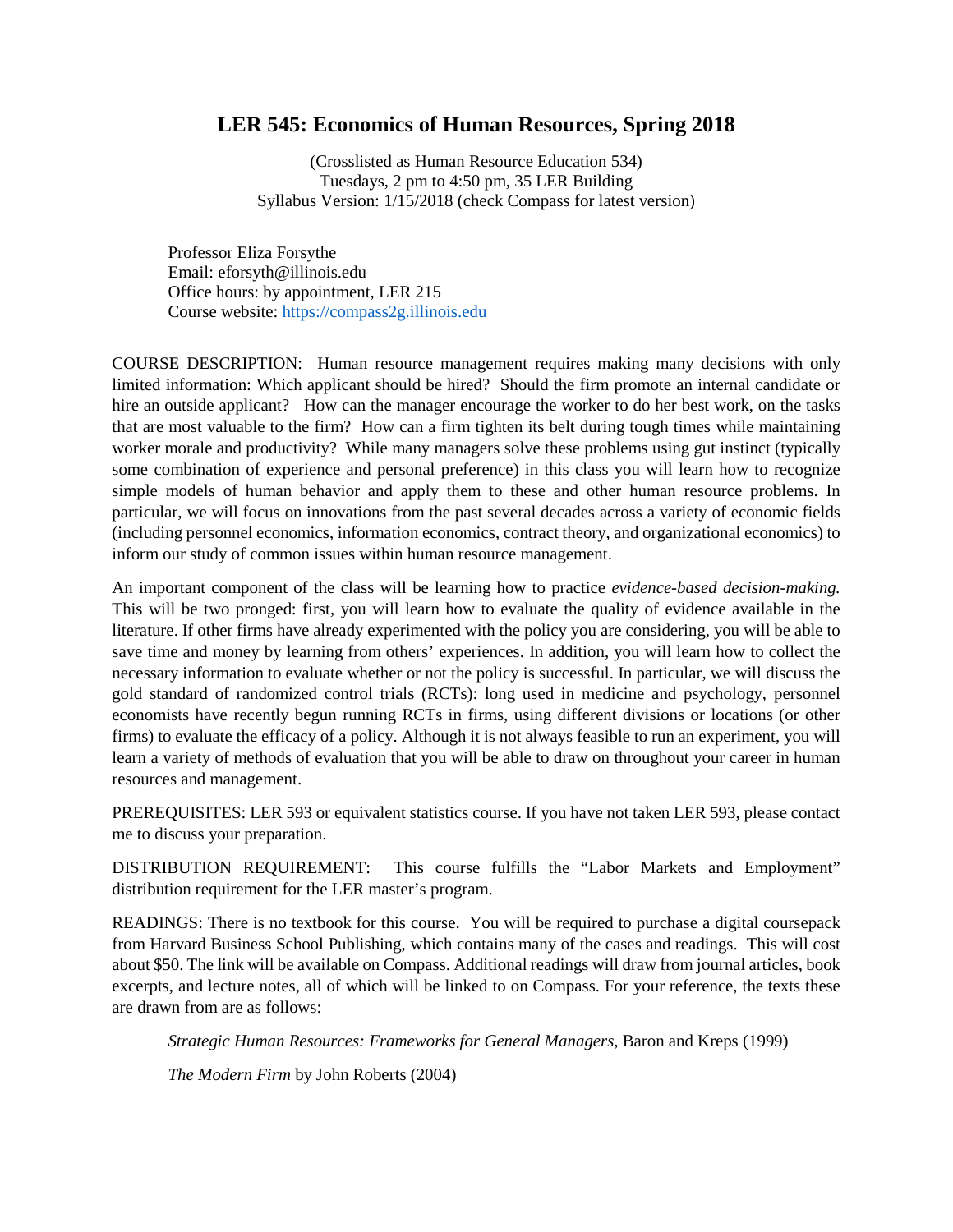# LER 545: Economics of Human Resources, Spring 2018

(Crosslisted as Human Resource Education 534)
Tuesdays, 2 pm to 4:50 pm, 35 LER Building
Syllabus Version: 1/15/2018 (check Compass for latest version)

Professor Eliza Forsythe
Email: eforsyth@illinois.edu
Office hours: by appointment, LER 215
Course website: [https://compass2g.illinois.edu](https://compass2g.illinois.edu)

COURSE DESCRIPTION: Human resource management requires making many decisions with only limited information: Which applicant should be hired? Should the firm promote an internal candidate or hire an outside applicant? How can the manager encourage the worker to do her best work, on the tasks that are most valuable to the firm? How can a firm tighten its belt during tough times while maintaining worker morale and productivity? While many managers solve these problems using gut instinct (typically some combination of experience and personal preference) in this class you will learn how to recognize simple models of human behavior and apply them to these and other human resource problems. In particular, we will focus on innovations from the past several decades across a variety of economic fields (including personnel economics, information economics, contract theory, and organizational economics) to inform our study of common issues within human resource management.

An important component of the class will be learning how to practice *evidence-based decision-making.* This will be two pronged: first, you will learn how to evaluate the quality of evidence available in the literature. If other firms have already experimented with the policy you are considering, you will be able to save time and money by learning from others' experiences. In addition, you will learn how to collect the necessary information to evaluate whether or not the policy is successful. In particular, we will discuss the gold standard of randomized control trials (RCTs): long used in medicine and psychology, personnel economists have recently begun running RCTs in firms, using different divisions or locations (or other firms) to evaluate the efficacy of a policy. Although it is not always feasible to run an experiment, you will learn a variety of methods of evaluation that you will be able to draw on throughout your career in human resources and management.

PREREQUISITES: LER 593 or equivalent statistics course. If you have not taken LER 593, please contact me to discuss your preparation.

DISTRIBUTION REQUIREMENT: This course fulfills the "Labor Markets and Employment" distribution requirement for the LER master's program.

READINGS: There is no textbook for this course. You will be required to purchase a digital coursepack from Harvard Business School Publishing, which contains many of the cases and readings. This will cost about $50. The link will be available on Compass. Additional readings will draw from journal articles, book excerpts, and lecture notes, all of which will be linked to on Compass. For your reference, the texts these are drawn from are as follows:

*Strategic Human Resources: Frameworks for General Managers,* Baron and Kreps (1999)

*The Modern Firm* by John Roberts (2004)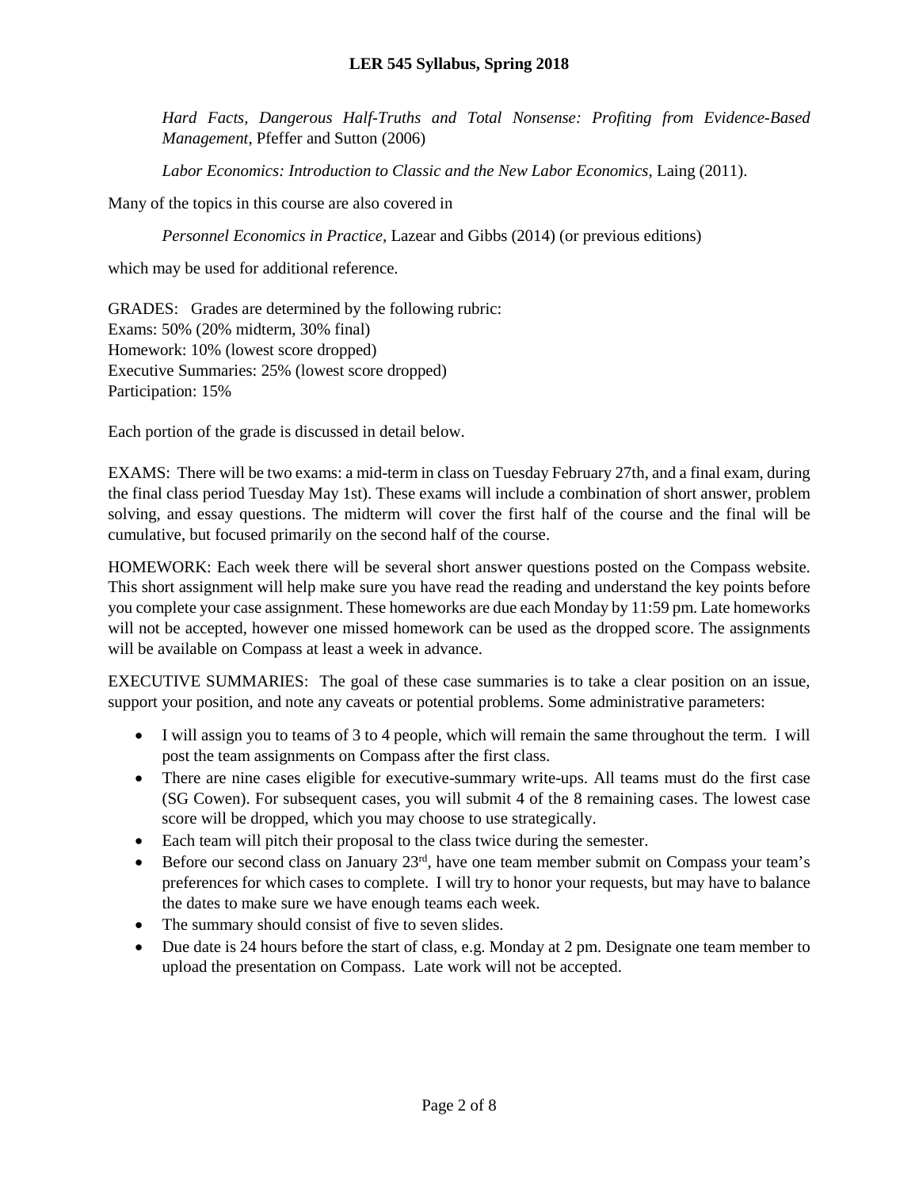*Hard Facts, Dangerous Half-Truths and Total Nonsense: Profiting from Evidence-Based Management*, Pfeffer and Sutton (2006)

*Labor Economics: Introduction to Classic and the New Labor Economics*, Laing (2011).

Many of the topics in this course are also covered in

*Personnel Economics in Practice,* Lazear and Gibbs (2014) (or previous editions)

which may be used for additional reference.

GRADES: Grades are determined by the following rubric:
Exams: 50% (20% midterm, 30% final)
Homework: 10% (lowest score dropped)
Executive Summaries: 25% (lowest score dropped)
Participation: 15%

Each portion of the grade is discussed in detail below.

EXAMS: There will be two exams: a mid-term in class on Tuesday February 27th, and a final exam, during the final class period Tuesday May 1st). These exams will include a combination of short answer, problem solving, and essay questions. The midterm will cover the first half of the course and the final will be cumulative, but focused primarily on the second half of the course.

HOMEWORK: Each week there will be several short answer questions posted on the Compass website. This short assignment will help make sure you have read the reading and understand the key points before you complete your case assignment. These homeworks are due each Monday by 11:59 pm. Late homeworks will not be accepted, however one missed homework can be used as the dropped score. The assignments will be available on Compass at least a week in advance.

EXECUTIVE SUMMARIES: The goal of these case summaries is to take a clear position on an issue, support your position, and note any caveats or potential problems. Some administrative parameters:

- I will assign you to teams of 3 to 4 people, which will remain the same throughout the term. I will post the team assignments on Compass after the first class.
- There are nine cases eligible for executive-summary write-ups. All teams must do the first case (SG Cowen). For subsequent cases, you will submit 4 of the 8 remaining cases. The lowest case score will be dropped, which you may choose to use strategically.
- Each team will pitch their proposal to the class twice during the semester.
- Before our second class on January 23rd, have one team member submit on Compass your team's preferences for which cases to complete. I will try to honor your requests, but may have to balance the dates to make sure we have enough teams each week.
- The summary should consist of five to seven slides.
- Due date is 24 hours before the start of class, e.g. Monday at 2 pm. Designate one team member to upload the presentation on Compass. Late work will not be accepted.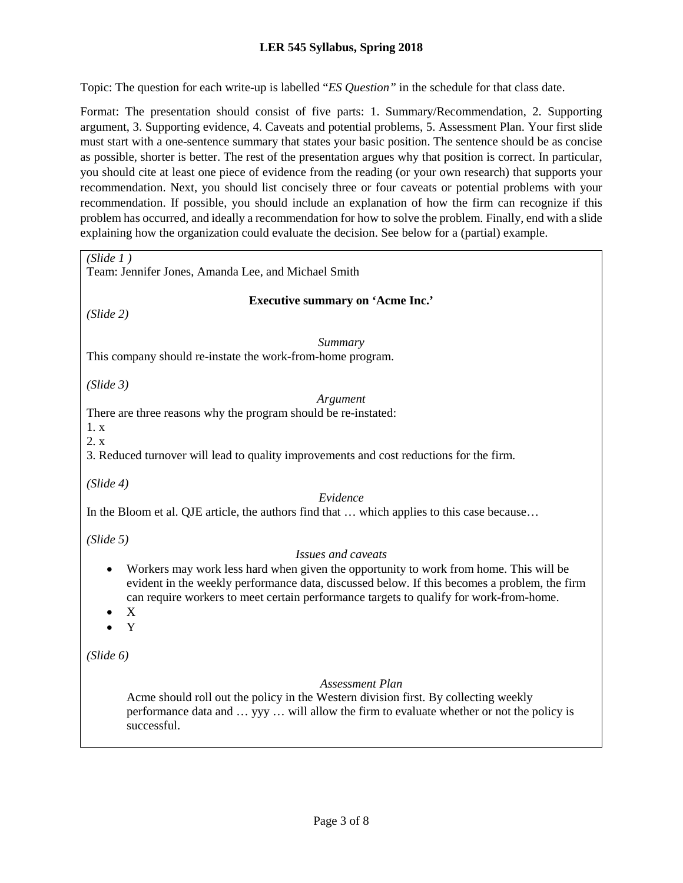Topic: The question for each write-up is labelled "*ES Question"* in the schedule for that class date.

Format: The presentation should consist of five parts: 1. Summary/Recommendation, 2. Supporting argument, 3. Supporting evidence, 4. Caveats and potential problems, 5. Assessment Plan. Your first slide must start with a one-sentence summary that states your basic position. The sentence should be as concise as possible, shorter is better. The rest of the presentation argues why that position is correct. In particular, you should cite at least one piece of evidence from the reading (or your own research) that supports your recommendation. Next, you should list concisely three or four caveats or potential problems with your recommendation. If possible, you should include an explanation of how the firm can recognize if this problem has occurred, and ideally a recommendation for how to solve the problem. Finally, end with a slide explaining how the organization could evaluate the decision. See below for a (partial) example.

> *(Slide 1 )*
>
> Team: Jennifer Jones, Amanda Lee, and Michael Smith
>
> **Executive summary on 'Acme Inc.'**
>
> *(Slide 2)*
>
> *Summary*
>
> This company should re-instate the work-from-home program.
>
> *(Slide 3)*
>
> *Argument*
>
> There are three reasons why the program should be re-instated:
>
> 1. x
> 2. x
> 3. Reduced turnover will lead to quality improvements and cost reductions for the firm.
>
> *(Slide 4)*
>
> *Evidence*
>
> In the Bloom et al. QJE article, the authors find that … which applies to this case because…
>
> *(Slide 5)*
>
> *Issues and caveats*
>
> - Workers may work less hard when given the opportunity to work from home. This will be evident in the weekly performance data, discussed below. If this becomes a problem, the firm can require workers to meet certain performance targets to qualify for work-from-home.
> - X
> - Y
>
> *(Slide 6)*
>
> *Assessment Plan*
>
> Acme should roll out the policy in the Western division first. By collecting weekly performance data and … yyy … will allow the firm to evaluate whether or not the policy is successful.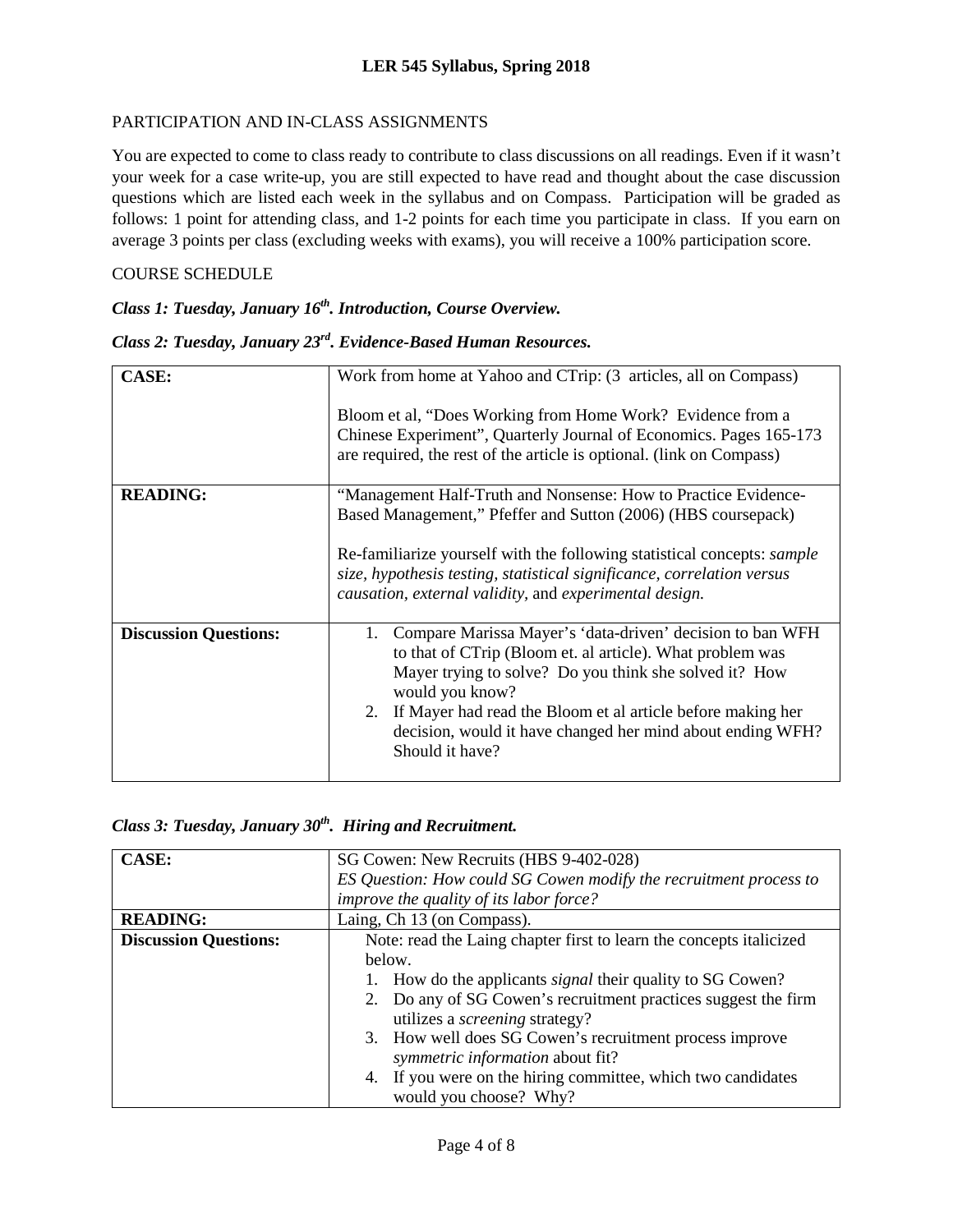PARTICIPATION AND IN-CLASS ASSIGNMENTS

You are expected to come to class ready to contribute to class discussions on all readings. Even if it wasn't your week for a case write-up, you are still expected to have read and thought about the case discussion questions which are listed each week in the syllabus and on Compass. Participation will be graded as follows: 1 point for attending class, and 1-2 points for each time you participate in class. If you earn on average 3 points per class (excluding weeks with exams), you will receive a 100% participation score.

COURSE SCHEDULE

***Class 1: Tuesday, January 16th. Introduction, Course Overview.***

***Class 2: Tuesday, January 23rd. Evidence-Based Human Resources.***

| | |
|---|---|
| **CASE:** | Work from home at Yahoo and CTrip: (3 articles, all on Compass)<br><br>Bloom et al, "Does Working from Home Work? Evidence from a Chinese Experiment", Quarterly Journal of Economics. Pages 165-173 are required, the rest of the article is optional. (link on Compass) |
| **READING:** | "Management Half-Truth and Nonsense: How to Practice Evidence-Based Management," Pfeffer and Sutton (2006) (HBS coursepack)<br><br>Re-familiarize yourself with the following statistical concepts: *sample size, hypothesis testing, statistical significance, correlation versus causation, external validity*, and *experimental design.* |
| **Discussion Questions:** | 1. Compare Marissa Mayer's 'data-driven' decision to ban WFH to that of CTrip (Bloom et. al article). What problem was Mayer trying to solve? Do you think she solved it? How would you know?<br>2. If Mayer had read the Bloom et al article before making her decision, would it have changed her mind about ending WFH? Should it have? |

***Class 3: Tuesday, January 30th. Hiring and Recruitment.***

| | |
|---|---|
| **CASE:** | SG Cowen: New Recruits (HBS 9-402-028)<br>*ES Question: How could SG Cowen modify the recruitment process to improve the quality of its labor force?* |
| **READING:** | Laing, Ch 13 (on Compass). |
| **Discussion Questions:** | Note: read the Laing chapter first to learn the concepts italicized below.<br>1. How do the applicants *signal* their quality to SG Cowen?<br>2. Do any of SG Cowen's recruitment practices suggest the firm utilizes a *screening* strategy?<br>3. How well does SG Cowen's recruitment process improve *symmetric information* about fit?<br>4. If you were on the hiring committee, which two candidates would you choose? Why? |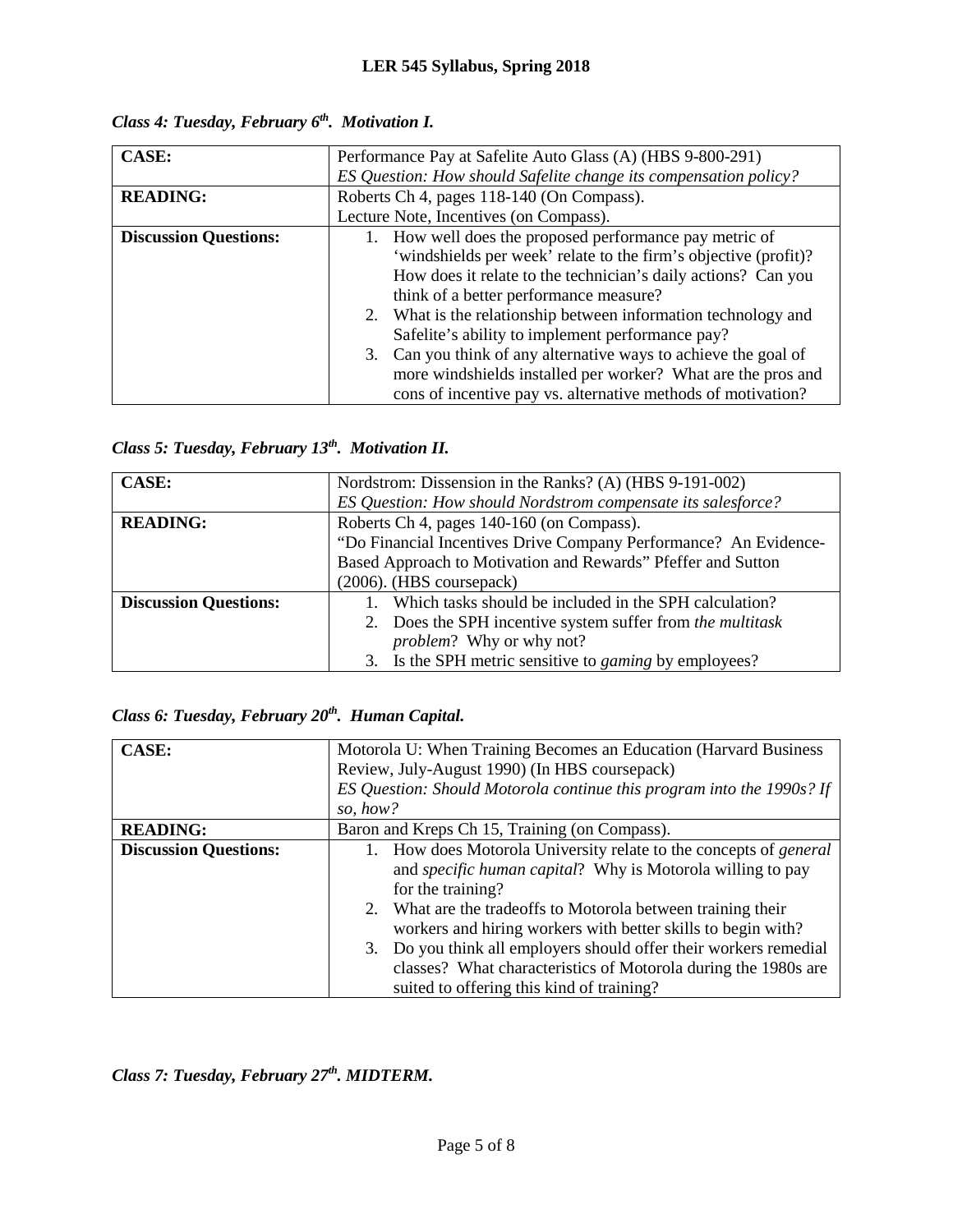### *Class 4: Tuesday, February 6th. Motivation I.*

| | |
|---|---|
| **CASE:** | Performance Pay at Safelite Auto Glass (A) (HBS 9-800-291)<br>*ES Question: How should Safelite change its compensation policy?* |
| **READING:** | Roberts Ch 4, pages 118-140 (On Compass).<br>Lecture Note, Incentives (on Compass). |
| **Discussion Questions:** | 1. How well does the proposed performance pay metric of 'windshields per week' relate to the firm's objective (profit)? How does it relate to the technician's daily actions? Can you think of a better performance measure?<br>2. What is the relationship between information technology and Safelite's ability to implement performance pay?<br>3. Can you think of any alternative ways to achieve the goal of more windshields installed per worker? What are the pros and cons of incentive pay vs. alternative methods of motivation? |

### *Class 5: Tuesday, February 13th. Motivation II.*

| | |
|---|---|
| **CASE:** | Nordstrom: Dissension in the Ranks? (A) (HBS 9-191-002)<br>*ES Question: How should Nordstrom compensate its salesforce?* |
| **READING:** | Roberts Ch 4, pages 140-160 (on Compass).<br>"Do Financial Incentives Drive Company Performance? An Evidence-Based Approach to Motivation and Rewards" Pfeffer and Sutton (2006). (HBS coursepack) |
| **Discussion Questions:** | 1. Which tasks should be included in the SPH calculation?<br>2. Does the SPH incentive system suffer from *the multitask problem*? Why or why not?<br>3. Is the SPH metric sensitive to *gaming* by employees? |

### *Class 6: Tuesday, February 20th. Human Capital.*

| | |
|---|---|
| **CASE:** | Motorola U: When Training Becomes an Education (Harvard Business Review, July-August 1990) (In HBS coursepack)<br>*ES Question: Should Motorola continue this program into the 1990s? If so, how?* |
| **READING:** | Baron and Kreps Ch 15, Training (on Compass). |
| **Discussion Questions:** | 1. How does Motorola University relate to the concepts of *general* and *specific human capital*? Why is Motorola willing to pay for the training?<br>2. What are the tradeoffs to Motorola between training their workers and hiring workers with better skills to begin with?<br>3. Do you think all employers should offer their workers remedial classes? What characteristics of Motorola during the 1980s are suited to offering this kind of training? |

### *Class 7: Tuesday, February 27th. MIDTERM.*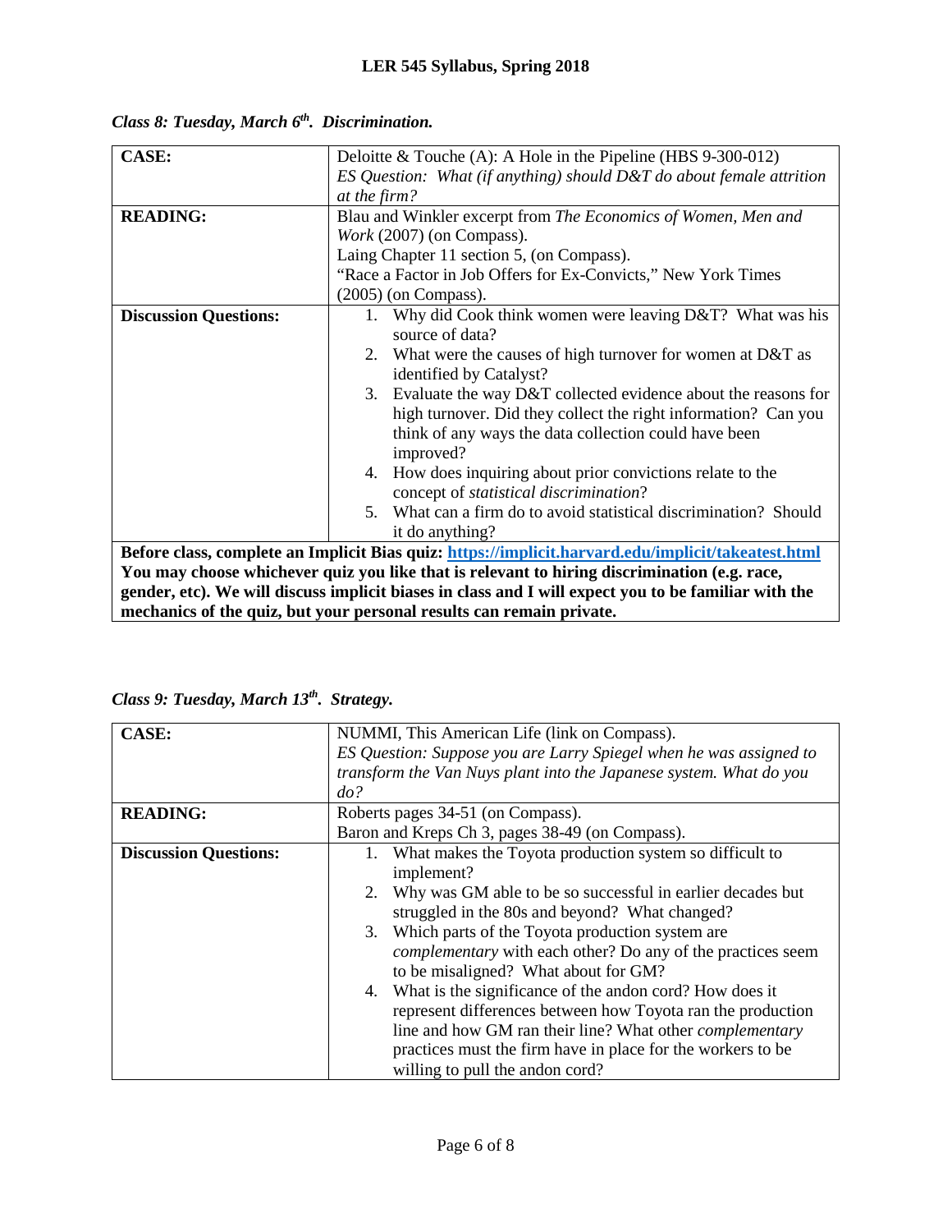### *Class 8: Tuesday, March 6th. Discrimination.*

| | |
|---|---|
| **CASE:** | Deloitte & Touche (A): A Hole in the Pipeline (HBS 9-300-012)<br>*ES Question: What (if anything) should D&T do about female attrition at the firm?* |
| **READING:** | Blau and Winkler excerpt from *The Economics of Women, Men and Work* (2007) (on Compass).<br>Laing Chapter 11 section 5, (on Compass).<br>"Race a Factor in Job Offers for Ex-Convicts," New York Times (2005) (on Compass). |
| **Discussion Questions:** | 1. Why did Cook think women were leaving D&T? What was his source of data?<br>2. What were the causes of high turnover for women at D&T as identified by Catalyst?<br>3. Evaluate the way D&T collected evidence about the reasons for high turnover. Did they collect the right information? Can you think of any ways the data collection could have been improved?<br>4. How does inquiring about prior convictions relate to the concept of *statistical discrimination*?<br>5. What can a firm do to avoid statistical discrimination? Should it do anything? |

**Before class, complete an Implicit Bias quiz: https://implicit.harvard.edu/implicit/takeatest.html You may choose whichever quiz you like that is relevant to hiring discrimination (e.g. race, gender, etc). We will discuss implicit biases in class and I will expect you to be familiar with the mechanics of the quiz, but your personal results can remain private.**

### *Class 9: Tuesday, March 13th. Strategy.*

| | |
|---|---|
| **CASE:** | NUMMI, This American Life (link on Compass).<br>*ES Question: Suppose you are Larry Spiegel when he was assigned to transform the Van Nuys plant into the Japanese system. What do you do?* |
| **READING:** | Roberts pages 34-51 (on Compass).<br>Baron and Kreps Ch 3, pages 38-49 (on Compass). |
| **Discussion Questions:** | 1. What makes the Toyota production system so difficult to implement?<br>2. Why was GM able to be so successful in earlier decades but struggled in the 80s and beyond? What changed?<br>3. Which parts of the Toyota production system are *complementary* with each other? Do any of the practices seem to be misaligned? What about for GM?<br>4. What is the significance of the andon cord? How does it represent differences between how Toyota ran the production line and how GM ran their line? What other *complementary* practices must the firm have in place for the workers to be willing to pull the andon cord? |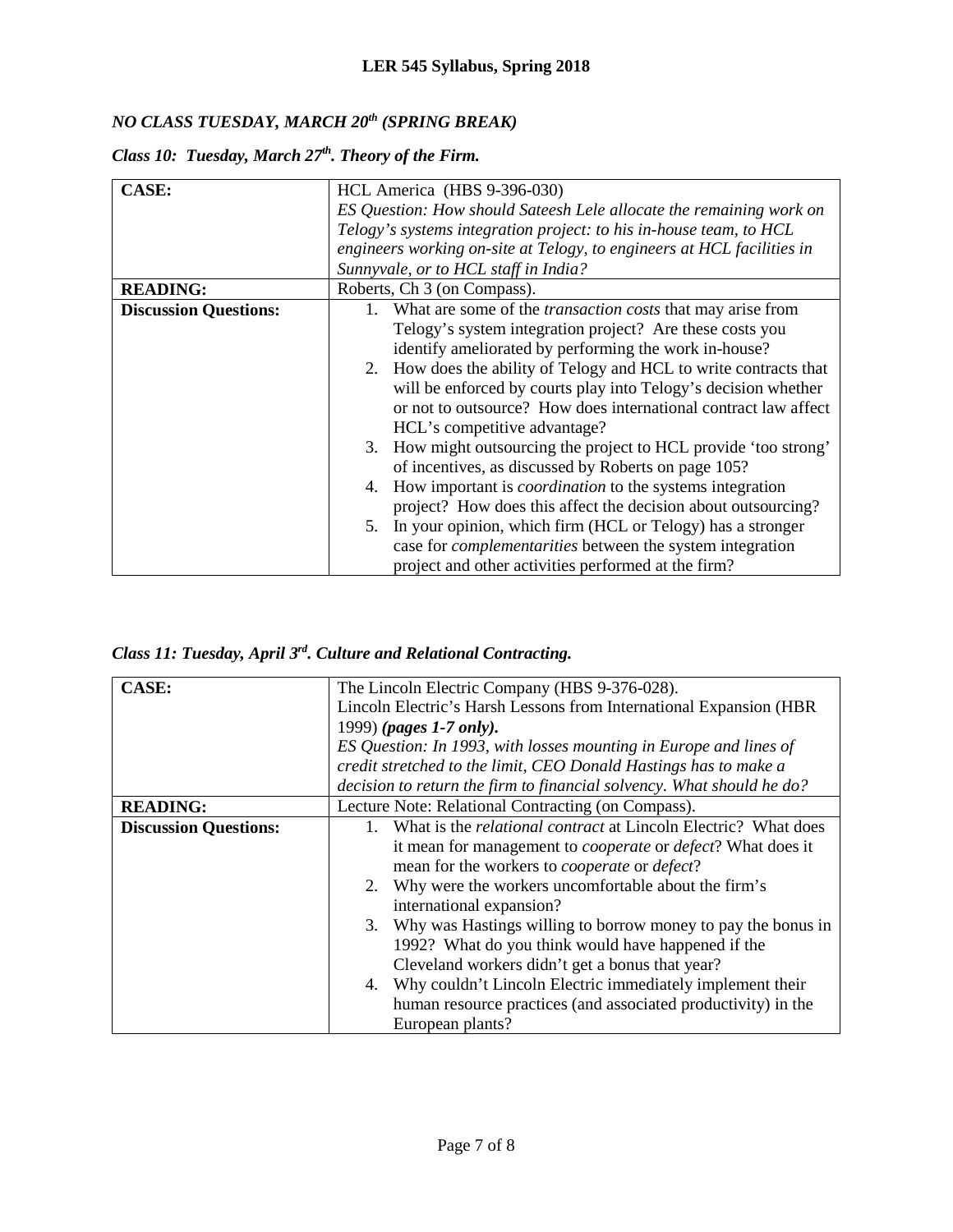*NO CLASS TUESDAY, MARCH 20th (SPRING BREAK)*

### *Class 10: Tuesday, March 27th. Theory of the Firm.*

| | |
|---|---|
| **CASE:** | HCL America (HBS 9-396-030)<br>*ES Question: How should Sateesh Lele allocate the remaining work on Telogy's systems integration project: to his in-house team, to HCL engineers working on-site at Telogy, to engineers at HCL facilities in Sunnyvale, or to HCL staff in India?* |
| **READING:** | Roberts, Ch 3 (on Compass). |
| **Discussion Questions:** | 1. What are some of the *transaction costs* that may arise from Telogy's system integration project? Are these costs you identify ameliorated by performing the work in-house?<br>2. How does the ability of Telogy and HCL to write contracts that will be enforced by courts play into Telogy's decision whether or not to outsource? How does international contract law affect HCL's competitive advantage?<br>3. How might outsourcing the project to HCL provide 'too strong' of incentives, as discussed by Roberts on page 105?<br>4. How important is *coordination* to the systems integration project? How does this affect the decision about outsourcing?<br>5. In your opinion, which firm (HCL or Telogy) has a stronger case for *complementarities* between the system integration project and other activities performed at the firm? |

### *Class 11: Tuesday, April 3rd. Culture and Relational Contracting.*

| | |
|---|---|
| **CASE:** | The Lincoln Electric Company (HBS 9-376-028).<br>Lincoln Electric's Harsh Lessons from International Expansion (HBR 1999) ***(pages 1-7 only).***<br>*ES Question: In 1993, with losses mounting in Europe and lines of credit stretched to the limit, CEO Donald Hastings has to make a decision to return the firm to financial solvency. What should he do?* |
| **READING:** | Lecture Note: Relational Contracting (on Compass). |
| **Discussion Questions:** | 1. What is the *relational contract* at Lincoln Electric? What does it mean for management to *cooperate* or *defect*? What does it mean for the workers to *cooperate* or *defect*?<br>2. Why were the workers uncomfortable about the firm's international expansion?<br>3. Why was Hastings willing to borrow money to pay the bonus in 1992? What do you think would have happened if the Cleveland workers didn't get a bonus that year?<br>4. Why couldn't Lincoln Electric immediately implement their human resource practices (and associated productivity) in the European plants? |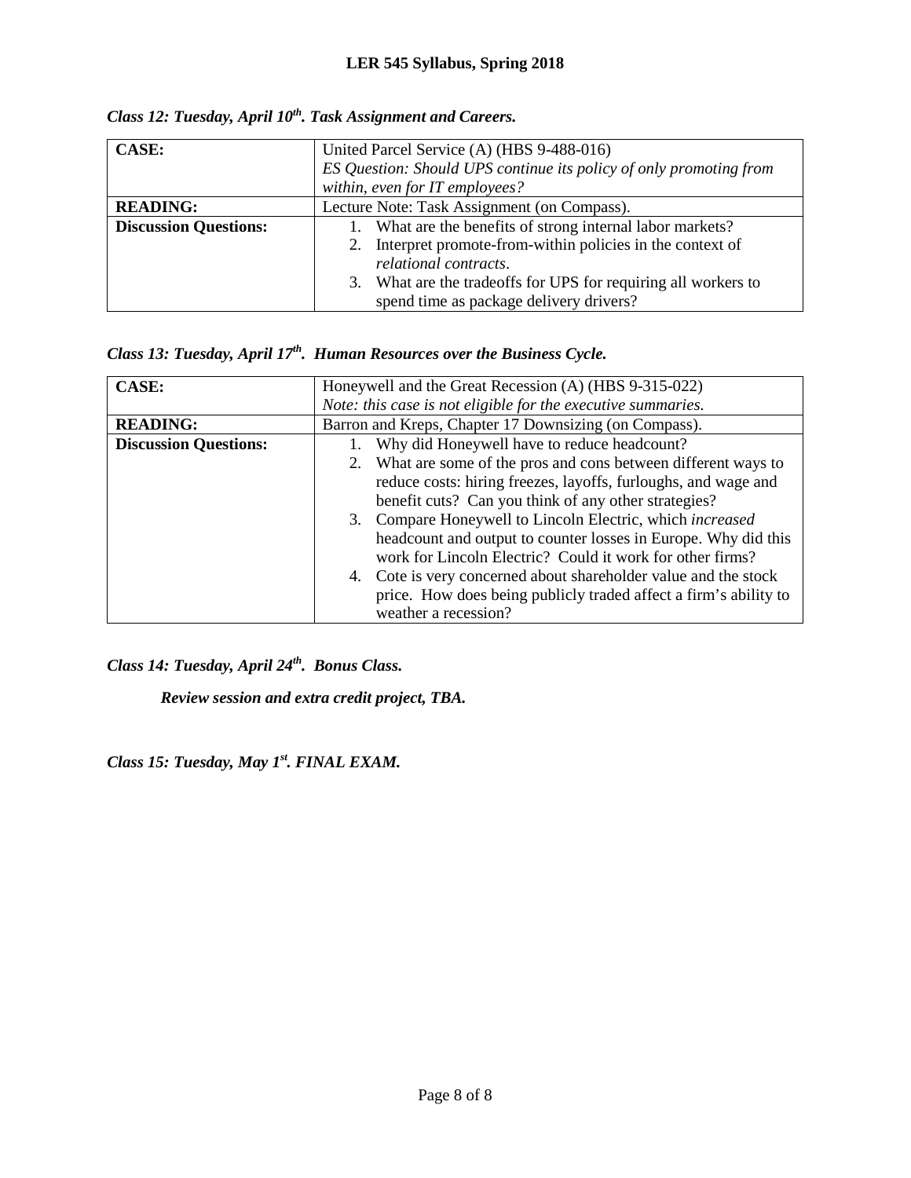***Class 12: Tuesday, April 10th. Task Assignment and Careers.***

| | |
|---|---|
| **CASE:** | United Parcel Service (A) (HBS 9-488-016)<br>*ES Question: Should UPS continue its policy of only promoting from within, even for IT employees?* |
| **READING:** | Lecture Note: Task Assignment (on Compass). |
| **Discussion Questions:** | 1. What are the benefits of strong internal labor markets?<br>2. Interpret promote-from-within policies in the context of *relational contracts*.<br>3. What are the tradeoffs for UPS for requiring all workers to spend time as package delivery drivers? |

***Class 13: Tuesday, April 17th. Human Resources over the Business Cycle.***

| | |
|---|---|
| **CASE:** | Honeywell and the Great Recession (A) (HBS 9-315-022)<br>*Note: this case is not eligible for the executive summaries.* |
| **READING:** | Barron and Kreps, Chapter 17 Downsizing (on Compass). |
| **Discussion Questions:** | 1. Why did Honeywell have to reduce headcount?<br>2. What are some of the pros and cons between different ways to reduce costs: hiring freezes, layoffs, furloughs, and wage and benefit cuts? Can you think of any other strategies?<br>3. Compare Honeywell to Lincoln Electric, which *increased* headcount and output to counter losses in Europe. Why did this work for Lincoln Electric? Could it work for other firms?<br>4. Cote is very concerned about shareholder value and the stock price. How does being publicly traded affect a firm's ability to weather a recession? |

***Class 14: Tuesday, April 24th. Bonus Class.***

***Review session and extra credit project, TBA.***

***Class 15: Tuesday, May 1st. FINAL EXAM.***